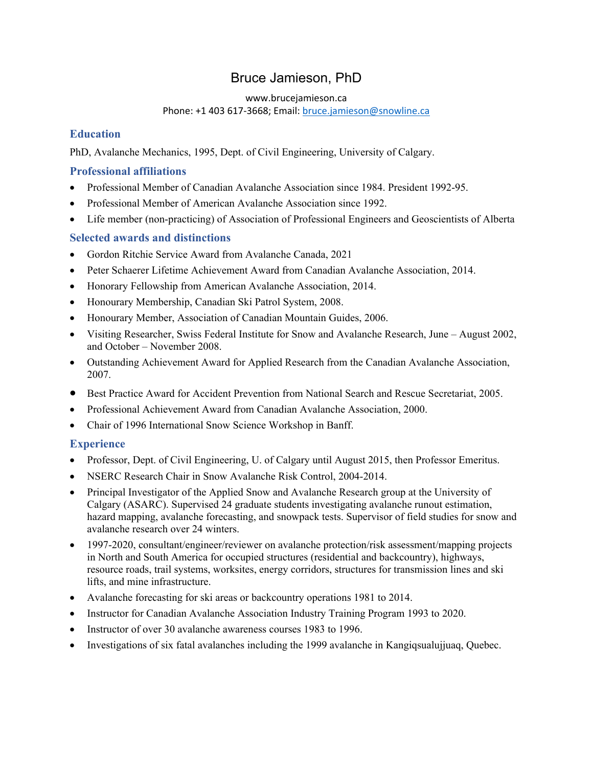# Bruce Jamieson, PhD

www.brucejamieson.ca
Phone: +1 403 617-3668; Email: bruce.jamieson@snowline.ca

## Education

PhD, Avalanche Mechanics, 1995, Dept. of Civil Engineering, University of Calgary.

## Professional affiliations

- Professional Member of Canadian Avalanche Association since 1984. President 1992-95.
- Professional Member of American Avalanche Association since 1992.
- Life member (non-practicing) of Association of Professional Engineers and Geoscientists of Alberta

## Selected awards and distinctions

- Gordon Ritchie Service Award from Avalanche Canada, 2021
- Peter Schaerer Lifetime Achievement Award from Canadian Avalanche Association, 2014.
- Honorary Fellowship from American Avalanche Association, 2014.
- Honourary Membership, Canadian Ski Patrol System, 2008.
- Honourary Member, Association of Canadian Mountain Guides, 2006.
- Visiting Researcher, Swiss Federal Institute for Snow and Avalanche Research, June – August 2002, and October – November 2008.
- Outstanding Achievement Award for Applied Research from the Canadian Avalanche Association, 2007.
- Best Practice Award for Accident Prevention from National Search and Rescue Secretariat, 2005.
- Professional Achievement Award from Canadian Avalanche Association, 2000.
- Chair of 1996 International Snow Science Workshop in Banff.

## Experience

- Professor, Dept. of Civil Engineering, U. of Calgary until August 2015, then Professor Emeritus.
- NSERC Research Chair in Snow Avalanche Risk Control, 2004-2014.
- Principal Investigator of the Applied Snow and Avalanche Research group at the University of Calgary (ASARC). Supervised 24 graduate students investigating avalanche runout estimation, hazard mapping, avalanche forecasting, and snowpack tests. Supervisor of field studies for snow and avalanche research over 24 winters.
- 1997-2020, consultant/engineer/reviewer on avalanche protection/risk assessment/mapping projects in North and South America for occupied structures (residential and backcountry), highways, resource roads, trail systems, worksites, energy corridors, structures for transmission lines and ski lifts, and mine infrastructure.
- Avalanche forecasting for ski areas or backcountry operations 1981 to 2014.
- Instructor for Canadian Avalanche Association Industry Training Program 1993 to 2020.
- Instructor of over 30 avalanche awareness courses 1983 to 1996.
- Investigations of six fatal avalanches including the 1999 avalanche in Kangiqsualujjuaq, Quebec.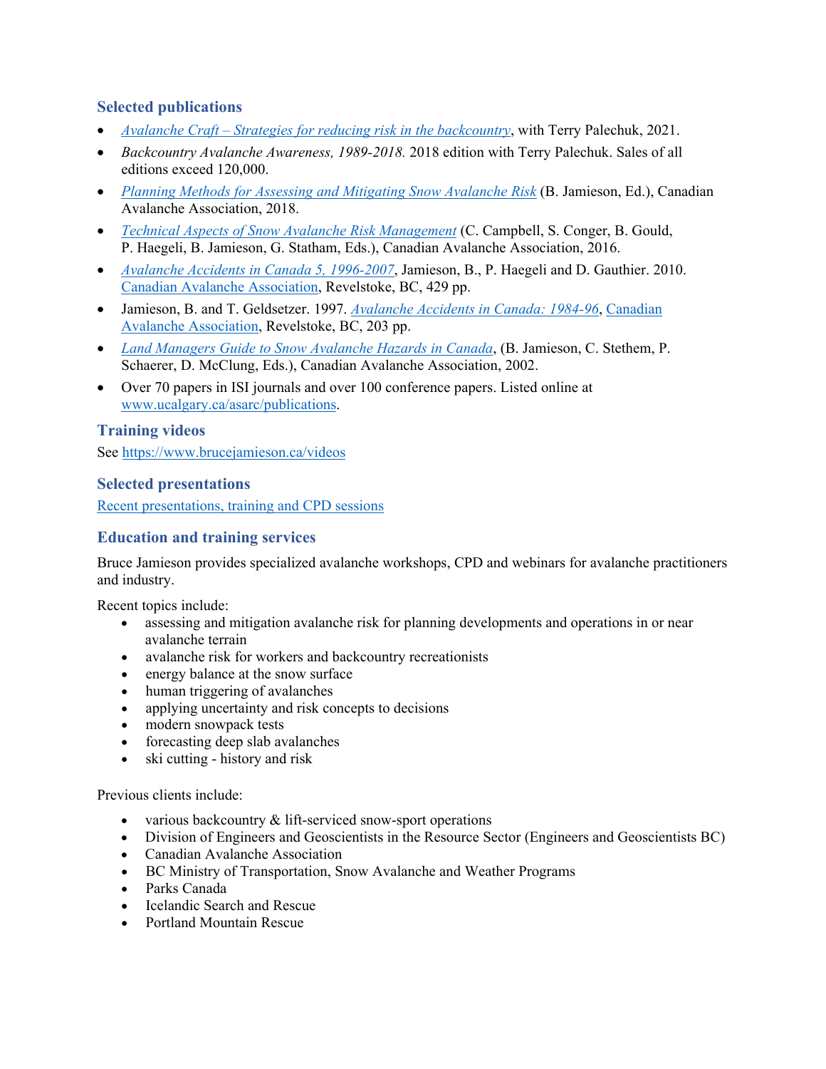## Selected publications

- *Avalanche Craft – Strategies for reducing risk in the backcountry*, with Terry Palechuk, 2021.
- *Backcountry Avalanche Awareness, 1989-2018.* 2018 edition with Terry Palechuk. Sales of all editions exceed 120,000.
- *Planning Methods for Assessing and Mitigating Snow Avalanche Risk* (B. Jamieson, Ed.), Canadian Avalanche Association, 2018.
- *Technical Aspects of Snow Avalanche Risk Management* (C. Campbell, S. Conger, B. Gould, P. Haegeli, B. Jamieson, G. Statham, Eds.), Canadian Avalanche Association, 2016.
- *Avalanche Accidents in Canada 5, 1996-2007*, Jamieson, B., P. Haegeli and D. Gauthier. 2010. Canadian Avalanche Association, Revelstoke, BC, 429 pp.
- Jamieson, B. and T. Geldsetzer. 1997. *Avalanche Accidents in Canada: 1984-96*, Canadian Avalanche Association, Revelstoke, BC, 203 pp.
- *Land Managers Guide to Snow Avalanche Hazards in Canada*, (B. Jamieson, C. Stethem, P. Schaerer, D. McClung, Eds.), Canadian Avalanche Association, 2002.
- Over 70 papers in ISI journals and over 100 conference papers. Listed online at www.ucalgary.ca/asarc/publications.

## Training videos

See https://www.brucejamieson.ca/videos

## Selected presentations

Recent presentations, training and CPD sessions

## Education and training services

Bruce Jamieson provides specialized avalanche workshops, CPD and webinars for avalanche practitioners and industry.

Recent topics include:

- assessing and mitigation avalanche risk for planning developments and operations in or near avalanche terrain
- avalanche risk for workers and backcountry recreationists
- energy balance at the snow surface
- human triggering of avalanches
- applying uncertainty and risk concepts to decisions
- modern snowpack tests
- forecasting deep slab avalanches
- ski cutting - history and risk

Previous clients include:

- various backcountry & lift-serviced snow-sport operations
- Division of Engineers and Geoscientists in the Resource Sector (Engineers and Geoscientists BC)
- Canadian Avalanche Association
- BC Ministry of Transportation, Snow Avalanche and Weather Programs
- Parks Canada
- Icelandic Search and Rescue
- Portland Mountain Rescue